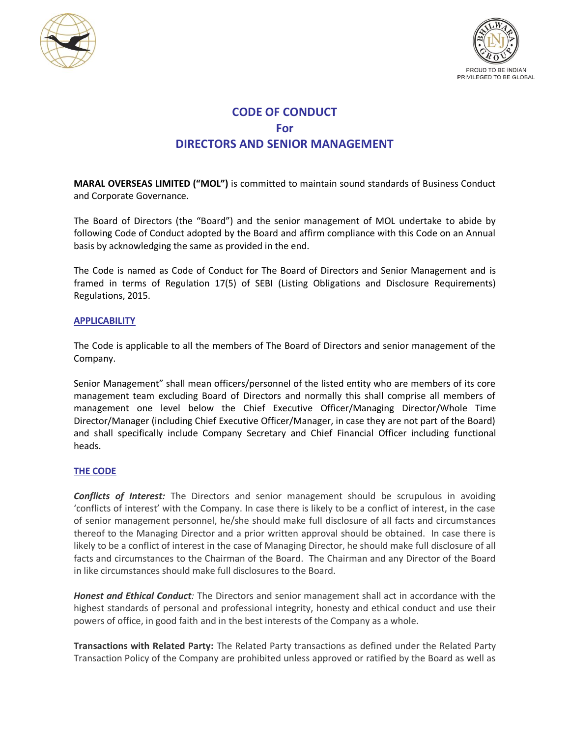# CODE OF CONDUCT
# For
# DIRECTORS AND SENIOR MANAGEMENT

**MARAL OVERSEAS LIMITED ("MOL")** is committed to maintain sound standards of Business Conduct and Corporate Governance.

The Board of Directors (the "Board") and the senior management of MOL undertake to abide by following Code of Conduct adopted by the Board and affirm compliance with this Code on an Annual basis by acknowledging the same as provided in the end.

The Code is named as Code of Conduct for The Board of Directors and Senior Management and is framed in terms of Regulation 17(5) of SEBI (Listing Obligations and Disclosure Requirements) Regulations, 2015.

## APPLICABILITY

The Code is applicable to all the members of The Board of Directors and senior management of the Company.

Senior Management" shall mean officers/personnel of the listed entity who are members of its core management team excluding Board of Directors and normally this shall comprise all members of management one level below the Chief Executive Officer/Managing Director/Whole Time Director/Manager (including Chief Executive Officer/Manager, in case they are not part of the Board) and shall specifically include Company Secretary and Chief Financial Officer including functional heads.

## THE CODE

***Conflicts of Interest:*** The Directors and senior management should be scrupulous in avoiding 'conflicts of interest' with the Company. In case there is likely to be a conflict of interest, in the case of senior management personnel, he/she should make full disclosure of all facts and circumstances thereof to the Managing Director and a prior written approval should be obtained. In case there is likely to be a conflict of interest in the case of Managing Director, he should make full disclosure of all facts and circumstances to the Chairman of the Board. The Chairman and any Director of the Board in like circumstances should make full disclosures to the Board.

***Honest and Ethical Conduct****:* The Directors and senior management shall act in accordance with the highest standards of personal and professional integrity, honesty and ethical conduct and use their powers of office, in good faith and in the best interests of the Company as a whole.

**Transactions with Related Party:** The Related Party transactions as defined under the Related Party Transaction Policy of the Company are prohibited unless approved or ratified by the Board as well as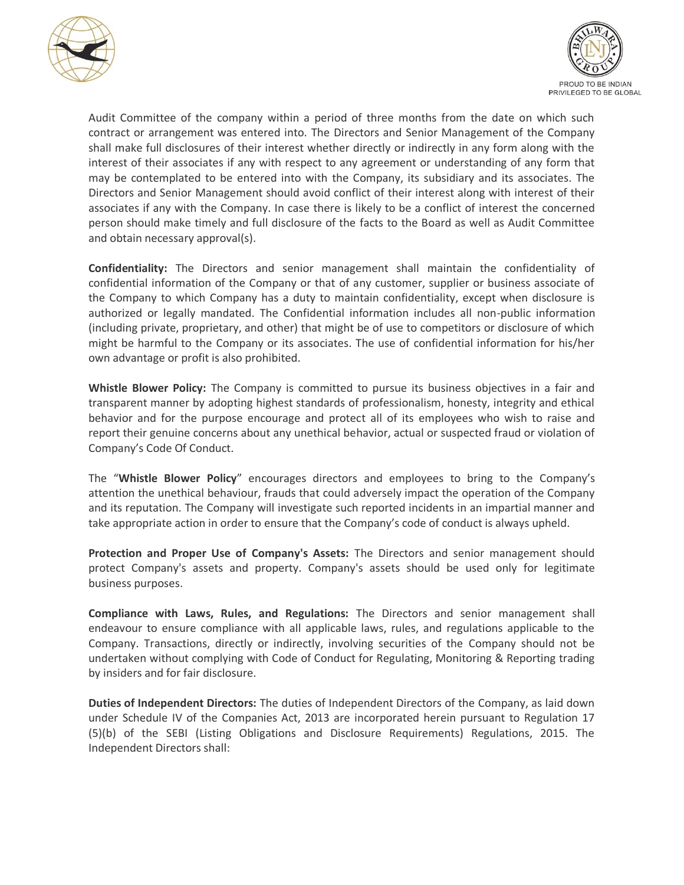Audit Committee of the company within a period of three months from the date on which such contract or arrangement was entered into. The Directors and Senior Management of the Company shall make full disclosures of their interest whether directly or indirectly in any form along with the interest of their associates if any with respect to any agreement or understanding of any form that may be contemplated to be entered into with the Company, its subsidiary and its associates. The Directors and Senior Management should avoid conflict of their interest along with interest of their associates if any with the Company. In case there is likely to be a conflict of interest the concerned person should make timely and full disclosure of the facts to the Board as well as Audit Committee and obtain necessary approval(s).

**Confidentiality:** The Directors and senior management shall maintain the confidentiality of confidential information of the Company or that of any customer, supplier or business associate of the Company to which Company has a duty to maintain confidentiality, except when disclosure is authorized or legally mandated. The Confidential information includes all non-public information (including private, proprietary, and other) that might be of use to competitors or disclosure of which might be harmful to the Company or its associates. The use of confidential information for his/her own advantage or profit is also prohibited.

**Whistle Blower Policy:** The Company is committed to pursue its business objectives in a fair and transparent manner by adopting highest standards of professionalism, honesty, integrity and ethical behavior and for the purpose encourage and protect all of its employees who wish to raise and report their genuine concerns about any unethical behavior, actual or suspected fraud or violation of Company's Code Of Conduct.

The "**Whistle Blower Policy**" encourages directors and employees to bring to the Company's attention the unethical behaviour, frauds that could adversely impact the operation of the Company and its reputation. The Company will investigate such reported incidents in an impartial manner and take appropriate action in order to ensure that the Company's code of conduct is always upheld.

**Protection and Proper Use of Company's Assets:** The Directors and senior management should protect Company's assets and property. Company's assets should be used only for legitimate business purposes.

**Compliance with Laws, Rules, and Regulations:** The Directors and senior management shall endeavour to ensure compliance with all applicable laws, rules, and regulations applicable to the Company. Transactions, directly or indirectly, involving securities of the Company should not be undertaken without complying with Code of Conduct for Regulating, Monitoring & Reporting trading by insiders and for fair disclosure.

**Duties of Independent Directors:** The duties of Independent Directors of the Company, as laid down under Schedule IV of the Companies Act, 2013 are incorporated herein pursuant to Regulation 17 (5)(b) of the SEBI (Listing Obligations and Disclosure Requirements) Regulations, 2015. The Independent Directors shall: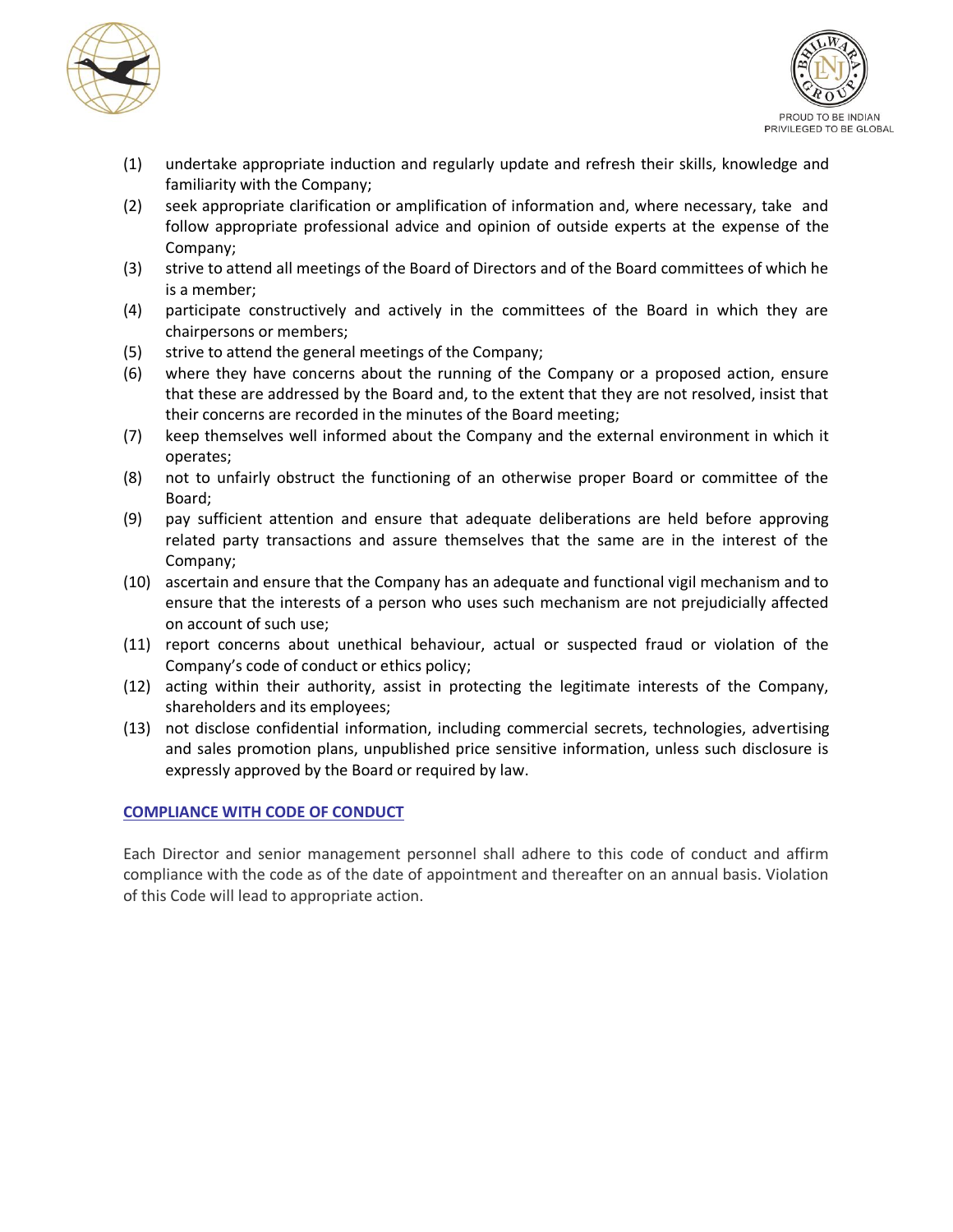(1) undertake appropriate induction and regularly update and refresh their skills, knowledge and familiarity with the Company;

(2) seek appropriate clarification or amplification of information and, where necessary, take and follow appropriate professional advice and opinion of outside experts at the expense of the Company;

(3) strive to attend all meetings of the Board of Directors and of the Board committees of which he is a member;

(4) participate constructively and actively in the committees of the Board in which they are chairpersons or members;

(5) strive to attend the general meetings of the Company;

(6) where they have concerns about the running of the Company or a proposed action, ensure that these are addressed by the Board and, to the extent that they are not resolved, insist that their concerns are recorded in the minutes of the Board meeting;

(7) keep themselves well informed about the Company and the external environment in which it operates;

(8) not to unfairly obstruct the functioning of an otherwise proper Board or committee of the Board;

(9) pay sufficient attention and ensure that adequate deliberations are held before approving related party transactions and assure themselves that the same are in the interest of the Company;

(10) ascertain and ensure that the Company has an adequate and functional vigil mechanism and to ensure that the interests of a person who uses such mechanism are not prejudicially affected on account of such use;

(11) report concerns about unethical behaviour, actual or suspected fraud or violation of the Company's code of conduct or ethics policy;

(12) acting within their authority, assist in protecting the legitimate interests of the Company, shareholders and its employees;

(13) not disclose confidential information, including commercial secrets, technologies, advertising and sales promotion plans, unpublished price sensitive information, unless such disclosure is expressly approved by the Board or required by law.

## COMPLIANCE WITH CODE OF CONDUCT

Each Director and senior management personnel shall adhere to this code of conduct and affirm compliance with the code as of the date of appointment and thereafter on an annual basis. Violation of this Code will lead to appropriate action.